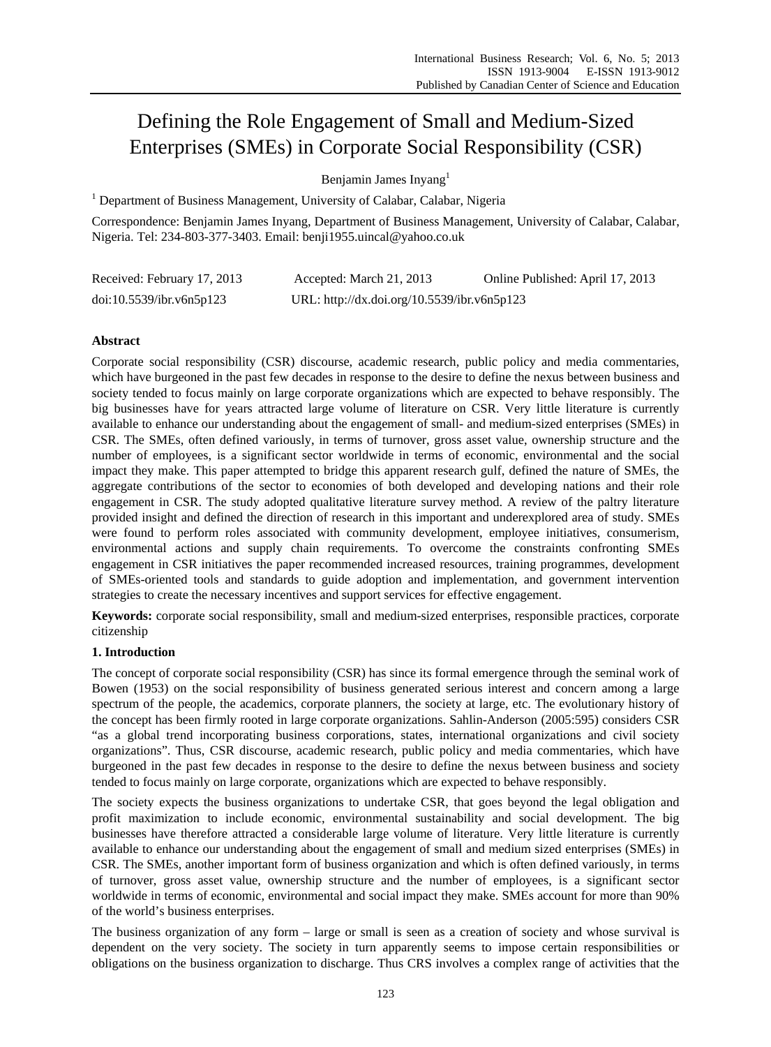# Defining the Role Engagement of Small and Medium-Sized Enterprises (SMEs) in Corporate Social Responsibility (CSR)

Benjamin James Inyang[1]

[1] Department of Business Management, University of Calabar, Calabar, Nigeria

Correspondence: Benjamin James Inyang, Department of Business Management, University of Calabar, Calabar, Nigeria. Tel: 234-803-377-3403. Email: benji1955.uincal@yahoo.co.uk

Received: February 17, 2013 Accepted: March 21, 2013 Online Published: April 17, 2013

doi:10.5539/ibr.v6n5p123 URL: http://dx.doi.org/10.5539/ibr.v6n5p123

## Abstract

Corporate social responsibility (CSR) discourse, academic research, public policy and media commentaries, which have burgeoned in the past few decades in response to the desire to define the nexus between business and society tended to focus mainly on large corporate organizations which are expected to behave responsibly. The big businesses have for years attracted large volume of literature on CSR. Very little literature is currently available to enhance our understanding about the engagement of small- and medium-sized enterprises (SMEs) in CSR. The SMEs, often defined variously, in terms of turnover, gross asset value, ownership structure and the number of employees, is a significant sector worldwide in terms of economic, environmental and the social impact they make. This paper attempted to bridge this apparent research gulf, defined the nature of SMEs, the aggregate contributions of the sector to economies of both developed and developing nations and their role engagement in CSR. The study adopted qualitative literature survey method. A review of the paltry literature provided insight and defined the direction of research in this important and underexplored area of study. SMEs were found to perform roles associated with community development, employee initiatives, consumerism, environmental actions and supply chain requirements. To overcome the constraints confronting SMEs engagement in CSR initiatives the paper recommended increased resources, training programmes, development of SMEs-oriented tools and standards to guide adoption and implementation, and government intervention strategies to create the necessary incentives and support services for effective engagement.

**Keywords:** corporate social responsibility, small and medium-sized enterprises, responsible practices, corporate citizenship

## 1. Introduction

The concept of corporate social responsibility (CSR) has since its formal emergence through the seminal work of Bowen (1953) on the social responsibility of business generated serious interest and concern among a large spectrum of the people, the academics, corporate planners, the society at large, etc. The evolutionary history of the concept has been firmly rooted in large corporate organizations. Sahlin-Anderson (2005:595) considers CSR "as a global trend incorporating business corporations, states, international organizations and civil society organizations". Thus, CSR discourse, academic research, public policy and media commentaries, which have burgeoned in the past few decades in response to the desire to define the nexus between business and society tended to focus mainly on large corporate, organizations which are expected to behave responsibly.

The society expects the business organizations to undertake CSR, that goes beyond the legal obligation and profit maximization to include economic, environmental sustainability and social development. The big businesses have therefore attracted a considerable large volume of literature. Very little literature is currently available to enhance our understanding about the engagement of small and medium sized enterprises (SMEs) in CSR. The SMEs, another important form of business organization and which is often defined variously, in terms of turnover, gross asset value, ownership structure and the number of employees, is a significant sector worldwide in terms of economic, environmental and social impact they make. SMEs account for more than 90% of the world's business enterprises.

The business organization of any form – large or small is seen as a creation of society and whose survival is dependent on the very society. The society in turn apparently seems to impose certain responsibilities or obligations on the business organization to discharge. Thus CRS involves a complex range of activities that the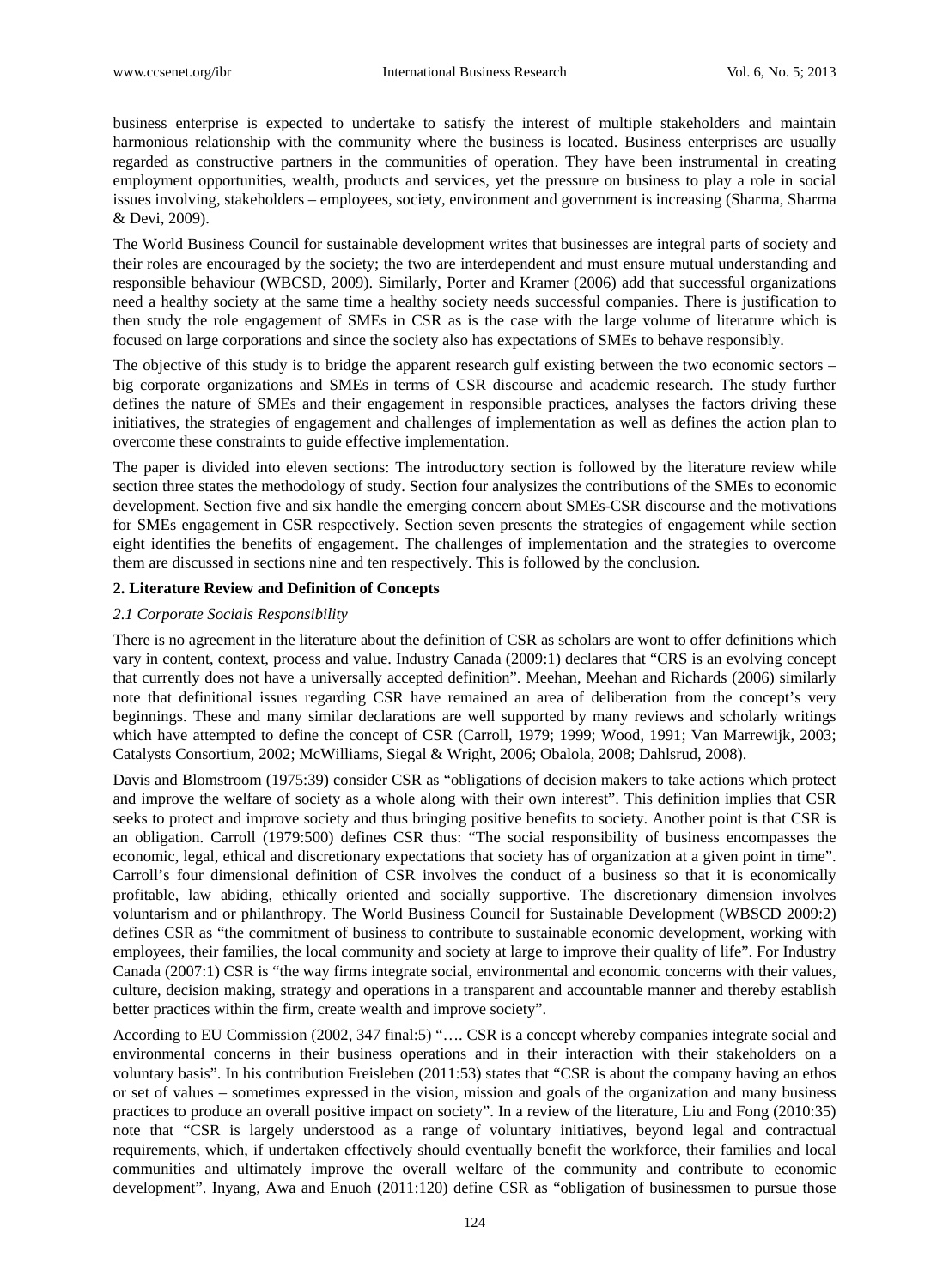business enterprise is expected to undertake to satisfy the interest of multiple stakeholders and maintain harmonious relationship with the community where the business is located. Business enterprises are usually regarded as constructive partners in the communities of operation. They have been instrumental in creating employment opportunities, wealth, products and services, yet the pressure on business to play a role in social issues involving, stakeholders – employees, society, environment and government is increasing (Sharma, Sharma & Devi, 2009).

The World Business Council for sustainable development writes that businesses are integral parts of society and their roles are encouraged by the society; the two are interdependent and must ensure mutual understanding and responsible behaviour (WBCSD, 2009). Similarly, Porter and Kramer (2006) add that successful organizations need a healthy society at the same time a healthy society needs successful companies. There is justification to then study the role engagement of SMEs in CSR as is the case with the large volume of literature which is focused on large corporations and since the society also has expectations of SMEs to behave responsibly.

The objective of this study is to bridge the apparent research gulf existing between the two economic sectors – big corporate organizations and SMEs in terms of CSR discourse and academic research. The study further defines the nature of SMEs and their engagement in responsible practices, analyses the factors driving these initiatives, the strategies of engagement and challenges of implementation as well as defines the action plan to overcome these constraints to guide effective implementation.

The paper is divided into eleven sections: The introductory section is followed by the literature review while section three states the methodology of study. Section four analyizes the contributions of the SMEs to economic development. Section five and six handle the emerging concern about SMEs-CSR discourse and the motivations for SMEs engagement in CSR respectively. Section seven presents the strategies of engagement while section eight identifies the benefits of engagement. The challenges of implementation and the strategies to overcome them are discussed in sections nine and ten respectively. This is followed by the conclusion.

## 2. Literature Review and Definition of Concepts

### *2.1 Corporate Socials Responsibility*

There is no agreement in the literature about the definition of CSR as scholars are wont to offer definitions which vary in content, context, process and value. Industry Canada (2009:1) declares that "CRS is an evolving concept that currently does not have a universally accepted definition". Meehan, Meehan and Richards (2006) similarly note that definitional issues regarding CSR have remained an area of deliberation from the concept's very beginnings. These and many similar declarations are well supported by many reviews and scholarly writings which have attempted to define the concept of CSR (Carroll, 1979; 1999; Wood, 1991; Van Marrewijk, 2003; Catalysts Consortium, 2002; McWilliams, Siegal & Wright, 2006; Obalola, 2008; Dahlsrud, 2008).

Davis and Blomstroom (1975:39) consider CSR as "obligations of decision makers to take actions which protect and improve the welfare of society as a whole along with their own interest". This definition implies that CSR seeks to protect and improve society and thus bringing positive benefits to society. Another point is that CSR is an obligation. Carroll (1979:500) defines CSR thus: "The social responsibility of business encompasses the economic, legal, ethical and discretionary expectations that society has of organization at a given point in time". Carroll's four dimensional definition of CSR involves the conduct of a business so that it is economically profitable, law abiding, ethically oriented and socially supportive. The discretionary dimension involves voluntarism and or philanthropy. The World Business Council for Sustainable Development (WBSCD 2009:2) defines CSR as "the commitment of business to contribute to sustainable economic development, working with employees, their families, the local community and society at large to improve their quality of life". For Industry Canada (2007:1) CSR is "the way firms integrate social, environmental and economic concerns with their values, culture, decision making, strategy and operations in a transparent and accountable manner and thereby establish better practices within the firm, create wealth and improve society".

According to EU Commission (2002, 347 final:5) "…. CSR is a concept whereby companies integrate social and environmental concerns in their business operations and in their interaction with their stakeholders on a voluntary basis". In his contribution Freisleben (2011:53) states that "CSR is about the company having an ethos or set of values – sometimes expressed in the vision, mission and goals of the organization and many business practices to produce an overall positive impact on society". In a review of the literature, Liu and Fong (2010:35) note that "CSR is largely understood as a range of voluntary initiatives, beyond legal and contractual requirements, which, if undertaken effectively should eventually benefit the workforce, their families and local communities and ultimately improve the overall welfare of the community and contribute to economic development". Inyang, Awa and Enuoh (2011:120) define CSR as "obligation of businessmen to pursue those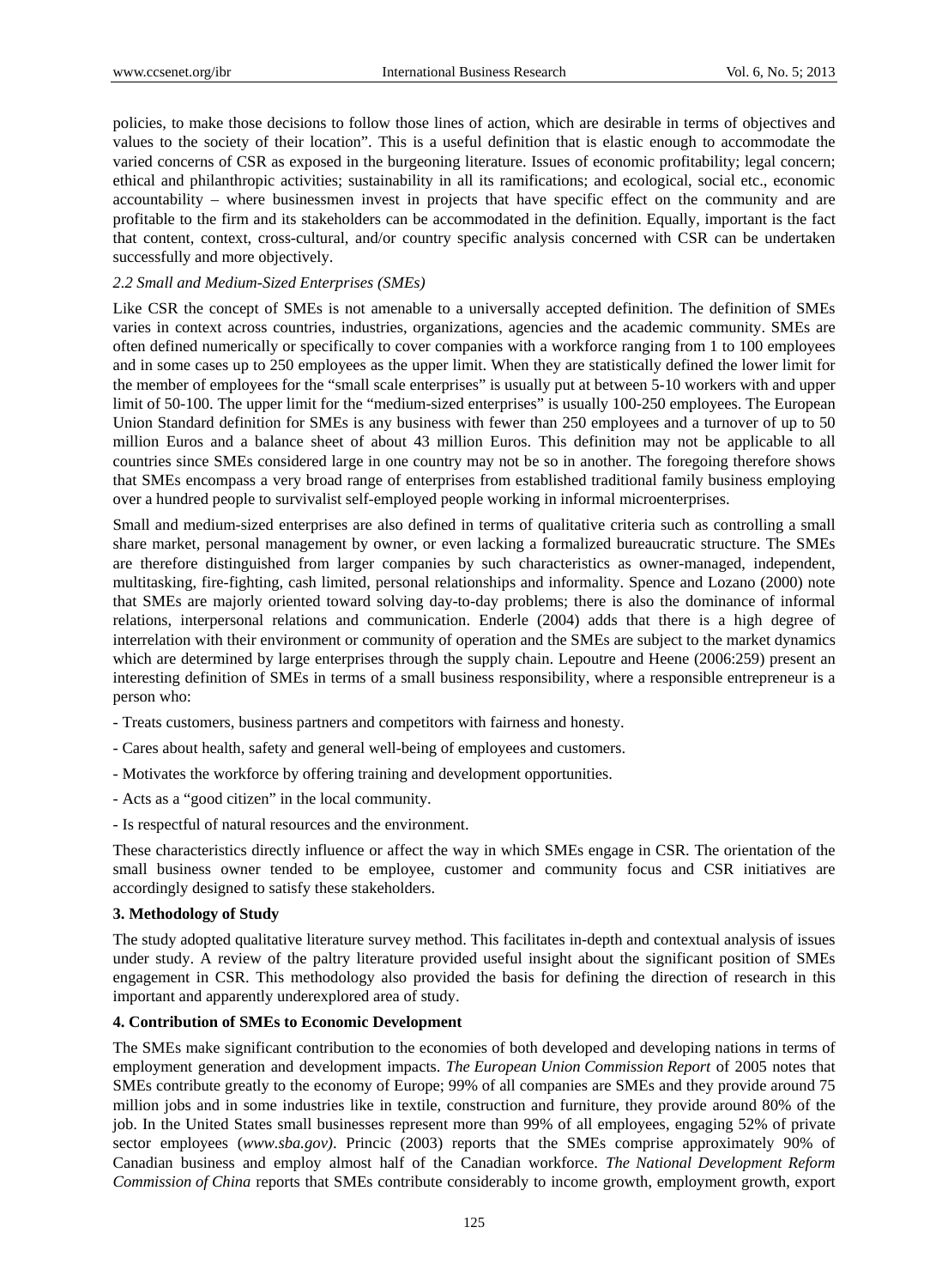policies, to make those decisions to follow those lines of action, which are desirable in terms of objectives and values to the society of their location". This is a useful definition that is elastic enough to accommodate the varied concerns of CSR as exposed in the burgeoning literature. Issues of economic profitability; legal concern; ethical and philanthropic activities; sustainability in all its ramifications; and ecological, social etc., economic accountability – where businessmen invest in projects that have specific effect on the community and are profitable to the firm and its stakeholders can be accommodated in the definition. Equally, important is the fact that content, context, cross-cultural, and/or country specific analysis concerned with CSR can be undertaken successfully and more objectively.

### *2.2 Small and Medium-Sized Enterprises (SMEs)*

Like CSR the concept of SMEs is not amenable to a universally accepted definition. The definition of SMEs varies in context across countries, industries, organizations, agencies and the academic community. SMEs are often defined numerically or specifically to cover companies with a workforce ranging from 1 to 100 employees and in some cases up to 250 employees as the upper limit. When they are statistically defined the lower limit for the member of employees for the "small scale enterprises" is usually put at between 5-10 workers with and upper limit of 50-100. The upper limit for the "medium-sized enterprises" is usually 100-250 employees. The European Union Standard definition for SMEs is any business with fewer than 250 employees and a turnover of up to 50 million Euros and a balance sheet of about 43 million Euros. This definition may not be applicable to all countries since SMEs considered large in one country may not be so in another. The foregoing therefore shows that SMEs encompass a very broad range of enterprises from established traditional family business employing over a hundred people to survivalist self-employed people working in informal microenterprises.

Small and medium-sized enterprises are also defined in terms of qualitative criteria such as controlling a small share market, personal management by owner, or even lacking a formalized bureaucratic structure. The SMEs are therefore distinguished from larger companies by such characteristics as owner-managed, independent, multitasking, fire-fighting, cash limited, personal relationships and informality. Spence and Lozano (2000) note that SMEs are majorly oriented toward solving day-to-day problems; there is also the dominance of informal relations, interpersonal relations and communication. Enderle (2004) adds that there is a high degree of interrelation with their environment or community of operation and the SMEs are subject to the market dynamics which are determined by large enterprises through the supply chain. Lepoutre and Heene (2006:259) present an interesting definition of SMEs in terms of a small business responsibility, where a responsible entrepreneur is a person who:

- Treats customers, business partners and competitors with fairness and honesty.
- Cares about health, safety and general well-being of employees and customers.
- Motivates the workforce by offering training and development opportunities.
- Acts as a "good citizen" in the local community.
- Is respectful of natural resources and the environment.

These characteristics directly influence or affect the way in which SMEs engage in CSR. The orientation of the small business owner tended to be employee, customer and community focus and CSR initiatives are accordingly designed to satisfy these stakeholders.

## 3. Methodology of Study

The study adopted qualitative literature survey method. This facilitates in-depth and contextual analysis of issues under study. A review of the paltry literature provided useful insight about the significant position of SMEs engagement in CSR. This methodology also provided the basis for defining the direction of research in this important and apparently underexplored area of study.

## 4. Contribution of SMEs to Economic Development

The SMEs make significant contribution to the economies of both developed and developing nations in terms of employment generation and development impacts. *The European Union Commission Report* of 2005 notes that SMEs contribute greatly to the economy of Europe; 99% of all companies are SMEs and they provide around 75 million jobs and in some industries like in textile, construction and furniture, they provide around 80% of the job. In the United States small businesses represent more than 99% of all employees, engaging 52% of private sector employees (*www.sba.gov)*. Princic (2003) reports that the SMEs comprise approximately 90% of Canadian business and employ almost half of the Canadian workforce. *The National Development Reform Commission of China* reports that SMEs contribute considerably to income growth, employment growth, export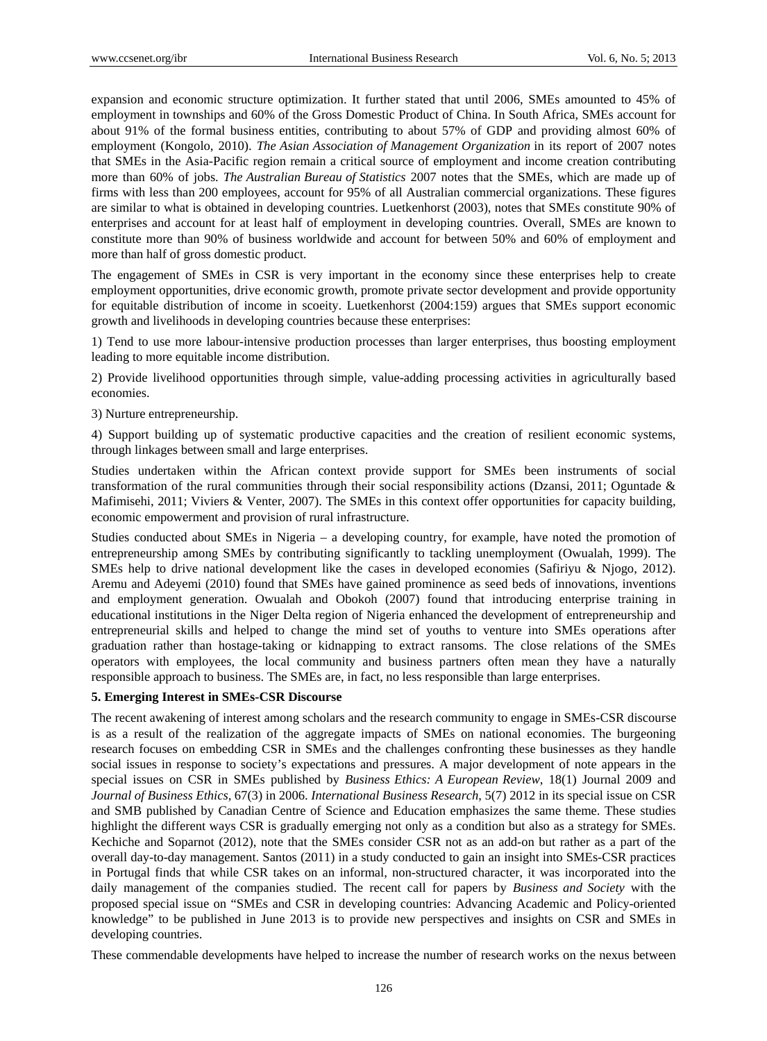expansion and economic structure optimization. It further stated that until 2006, SMEs amounted to 45% of employment in townships and 60% of the Gross Domestic Product of China. In South Africa, SMEs account for about 91% of the formal business entities, contributing to about 57% of GDP and providing almost 60% of employment (Kongolo, 2010). *The Asian Association of Management Organization* in its report of 2007 notes that SMEs in the Asia-Pacific region remain a critical source of employment and income creation contributing more than 60% of jobs. *The Australian Bureau of Statistics* 2007 notes that the SMEs, which are made up of firms with less than 200 employees, account for 95% of all Australian commercial organizations. These figures are similar to what is obtained in developing countries. Luetkenhorst (2003), notes that SMEs constitute 90% of enterprises and account for at least half of employment in developing countries. Overall, SMEs are known to constitute more than 90% of business worldwide and account for between 50% and 60% of employment and more than half of gross domestic product.

The engagement of SMEs in CSR is very important in the economy since these enterprises help to create employment opportunities, drive economic growth, promote private sector development and provide opportunity for equitable distribution of income in scoeity. Luetkenhorst (2004:159) argues that SMEs support economic growth and livelihoods in developing countries because these enterprises:

1) Tend to use more labour-intensive production processes than larger enterprises, thus boosting employment leading to more equitable income distribution.

2) Provide livelihood opportunities through simple, value-adding processing activities in agriculturally based economies.

3) Nurture entrepreneurship.

4) Support building up of systematic productive capacities and the creation of resilient economic systems, through linkages between small and large enterprises.

Studies undertaken within the African context provide support for SMEs been instruments of social transformation of the rural communities through their social responsibility actions (Dzansi, 2011; Oguntade & Mafimisehi, 2011; Viviers & Venter, 2007). The SMEs in this context offer opportunities for capacity building, economic empowerment and provision of rural infrastructure.

Studies conducted about SMEs in Nigeria – a developing country, for example, have noted the promotion of entrepreneurship among SMEs by contributing significantly to tackling unemployment (Owualah, 1999). The SMEs help to drive national development like the cases in developed economies (Safiriyu & Njogo, 2012). Aremu and Adeyemi (2010) found that SMEs have gained prominence as seed beds of innovations, inventions and employment generation. Owualah and Obokoh (2007) found that introducing enterprise training in educational institutions in the Niger Delta region of Nigeria enhanced the development of entrepreneurship and entrepreneurial skills and helped to change the mind set of youths to venture into SMEs operations after graduation rather than hostage-taking or kidnapping to extract ransoms. The close relations of the SMEs operators with employees, the local community and business partners often mean they have a naturally responsible approach to business. The SMEs are, in fact, no less responsible than large enterprises.

## 5. Emerging Interest in SMEs-CSR Discourse

The recent awakening of interest among scholars and the research community to engage in SMEs-CSR discourse is as a result of the realization of the aggregate impacts of SMEs on national economies. The burgeoning research focuses on embedding CSR in SMEs and the challenges confronting these businesses as they handle social issues in response to society's expectations and pressures. A major development of note appears in the special issues on CSR in SMEs published by *Business Ethics: A European Review*, 18(1) Journal 2009 and *Journal of Business Ethics*, 67(3) in 2006. *International Business Research*, 5(7) 2012 in its special issue on CSR and SMB published by Canadian Centre of Science and Education emphasizes the same theme. These studies highlight the different ways CSR is gradually emerging not only as a condition but also as a strategy for SMEs. Kechiche and Soparnot (2012), note that the SMEs consider CSR not as an add-on but rather as a part of the overall day-to-day management. Santos (2011) in a study conducted to gain an insight into SMEs-CSR practices in Portugal finds that while CSR takes on an informal, non-structured character, it was incorporated into the daily management of the companies studied. The recent call for papers by *Business and Society* with the proposed special issue on "SMEs and CSR in developing countries: Advancing Academic and Policy-oriented knowledge" to be published in June 2013 is to provide new perspectives and insights on CSR and SMEs in developing countries.

These commendable developments have helped to increase the number of research works on the nexus between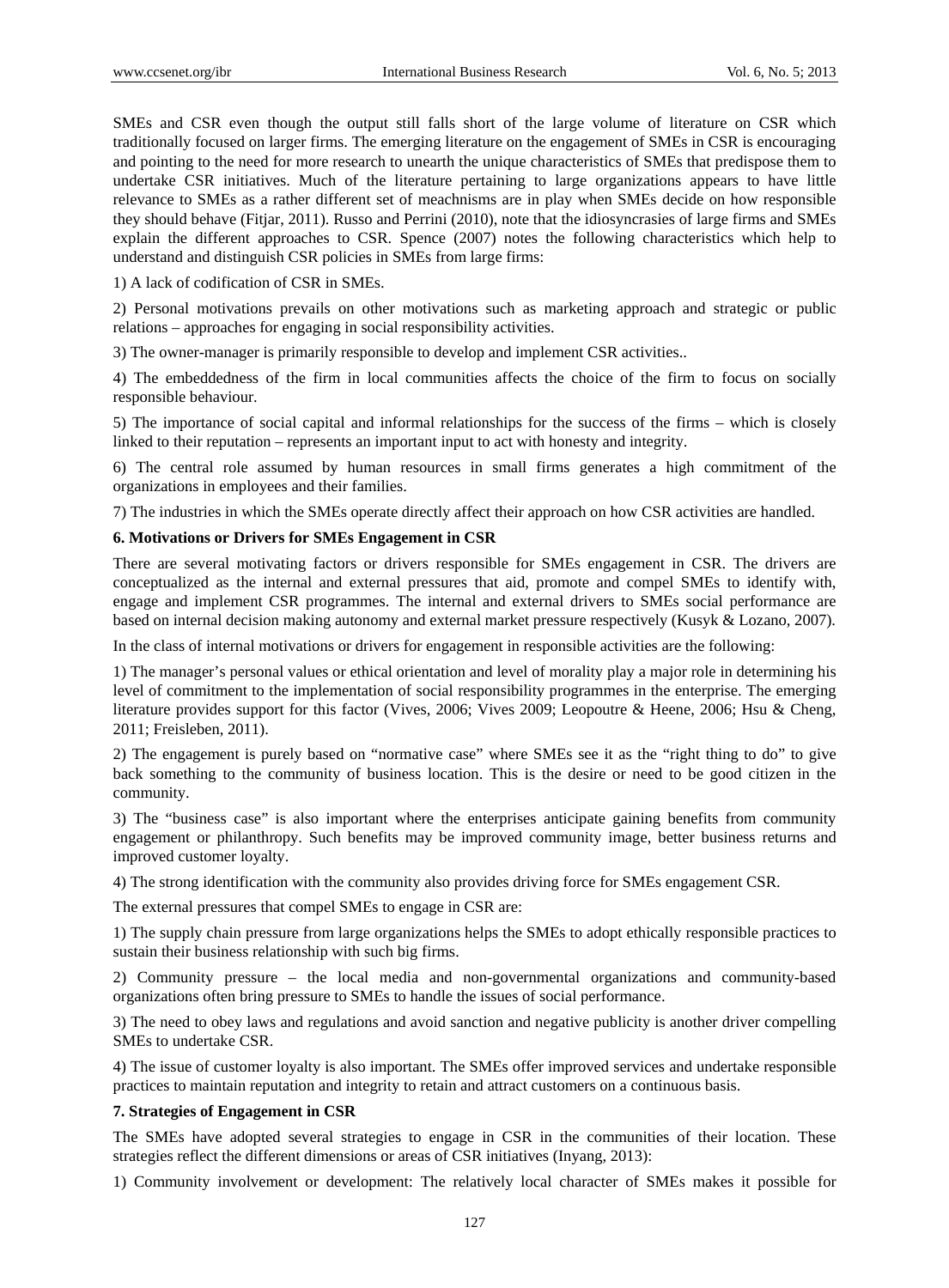SMEs and CSR even though the output still falls short of the large volume of literature on CSR which traditionally focused on larger firms. The emerging literature on the engagement of SMEs in CSR is encouraging and pointing to the need for more research to unearth the unique characteristics of SMEs that predispose them to undertake CSR initiatives. Much of the literature pertaining to large organizations appears to have little relevance to SMEs as a rather different set of meachnisms are in play when SMEs decide on how responsible they should behave (Fitjar, 2011). Russo and Perrini (2010), note that the idiosyncrasies of large firms and SMEs explain the different approaches to CSR. Spence (2007) notes the following characteristics which help to understand and distinguish CSR policies in SMEs from large firms:

1) A lack of codification of CSR in SMEs.

2) Personal motivations prevails on other motivations such as marketing approach and strategic or public relations – approaches for engaging in social responsibility activities.

3) The owner-manager is primarily responsible to develop and implement CSR activities..

4) The embeddedness of the firm in local communities affects the choice of the firm to focus on socially responsible behaviour.

5) The importance of social capital and informal relationships for the success of the firms – which is closely linked to their reputation – represents an important input to act with honesty and integrity.

6) The central role assumed by human resources in small firms generates a high commitment of the organizations in employees and their families.

7) The industries in which the SMEs operate directly affect their approach on how CSR activities are handled.

## 6. Motivations or Drivers for SMEs Engagement in CSR

There are several motivating factors or drivers responsible for SMEs engagement in CSR. The drivers are conceptualized as the internal and external pressures that aid, promote and compel SMEs to identify with, engage and implement CSR programmes. The internal and external drivers to SMEs social performance are based on internal decision making autonomy and external market pressure respectively (Kusyk & Lozano, 2007).

In the class of internal motivations or drivers for engagement in responsible activities are the following:

1) The manager's personal values or ethical orientation and level of morality play a major role in determining his level of commitment to the implementation of social responsibility programmes in the enterprise. The emerging literature provides support for this factor (Vives, 2006; Vives 2009; Leopoutre & Heene, 2006; Hsu & Cheng, 2011; Freisleben, 2011).

2) The engagement is purely based on "normative case" where SMEs see it as the "right thing to do" to give back something to the community of business location. This is the desire or need to be good citizen in the community.

3) The "business case" is also important where the enterprises anticipate gaining benefits from community engagement or philanthropy. Such benefits may be improved community image, better business returns and improved customer loyalty.

4) The strong identification with the community also provides driving force for SMEs engagement CSR.

The external pressures that compel SMEs to engage in CSR are:

1) The supply chain pressure from large organizations helps the SMEs to adopt ethically responsible practices to sustain their business relationship with such big firms.

2) Community pressure – the local media and non-governmental organizations and community-based organizations often bring pressure to SMEs to handle the issues of social performance.

3) The need to obey laws and regulations and avoid sanction and negative publicity is another driver compelling SMEs to undertake CSR.

4) The issue of customer loyalty is also important. The SMEs offer improved services and undertake responsible practices to maintain reputation and integrity to retain and attract customers on a continuous basis.

## 7. Strategies of Engagement in CSR

The SMEs have adopted several strategies to engage in CSR in the communities of their location. These strategies reflect the different dimensions or areas of CSR initiatives (Inyang, 2013):

1) Community involvement or development: The relatively local character of SMEs makes it possible for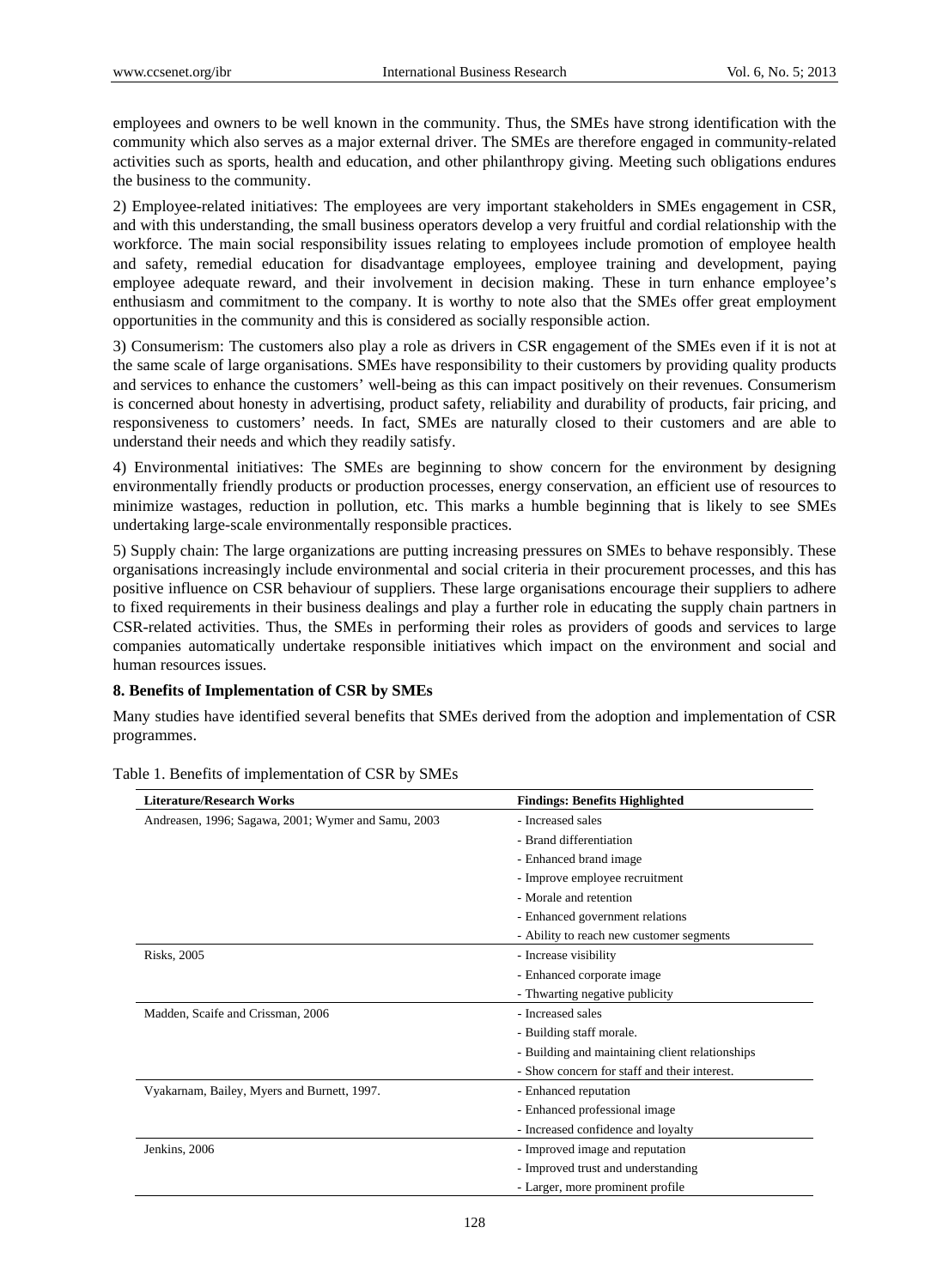employees and owners to be well known in the community. Thus, the SMEs have strong identification with the community which also serves as a major external driver. The SMEs are therefore engaged in community-related activities such as sports, health and education, and other philanthropy giving. Meeting such obligations endures the business to the community.

2) Employee-related initiatives: The employees are very important stakeholders in SMEs engagement in CSR, and with this understanding, the small business operators develop a very fruitful and cordial relationship with the workforce. The main social responsibility issues relating to employees include promotion of employee health and safety, remedial education for disadvantage employees, employee training and development, paying employee adequate reward, and their involvement in decision making. These in turn enhance employee's enthusiasm and commitment to the company. It is worthy to note also that the SMEs offer great employment opportunities in the community and this is considered as socially responsible action.

3) Consumerism: The customers also play a role as drivers in CSR engagement of the SMEs even if it is not at the same scale of large organisations. SMEs have responsibility to their customers by providing quality products and services to enhance the customers' well-being as this can impact positively on their revenues. Consumerism is concerned about honesty in advertising, product safety, reliability and durability of products, fair pricing, and responsiveness to customers' needs. In fact, SMEs are naturally closed to their customers and are able to understand their needs and which they readily satisfy.

4) Environmental initiatives: The SMEs are beginning to show concern for the environment by designing environmentally friendly products or production processes, energy conservation, an efficient use of resources to minimize wastages, reduction in pollution, etc. This marks a humble beginning that is likely to see SMEs undertaking large-scale environmentally responsible practices.

5) Supply chain: The large organizations are putting increasing pressures on SMEs to behave responsibly. These organisations increasingly include environmental and social criteria in their procurement processes, and this has positive influence on CSR behaviour of suppliers. These large organisations encourage their suppliers to adhere to fixed requirements in their business dealings and play a further role in educating the supply chain partners in CSR-related activities. Thus, the SMEs in performing their roles as providers of goods and services to large companies automatically undertake responsible initiatives which impact on the environment and social and human resources issues.

### 8. Benefits of Implementation of CSR by SMEs

Many studies have identified several benefits that SMEs derived from the adoption and implementation of CSR programmes.

Table 1. Benefits of implementation of CSR by SMEs

| Literature/Research Works | Findings: Benefits Highlighted |
|---|---|
| Andreasen, 1996; Sagawa, 2001; Wymer and Samu, 2003 | - Increased sales |
| | - Brand differentiation |
| | - Enhanced brand image |
| | - Improve employee recruitment |
| | - Morale and retention |
| | - Enhanced government relations |
| | - Ability to reach new customer segments |
| Risks, 2005 | - Increase visibility |
| | - Enhanced corporate image |
| | - Thwarting negative publicity |
| Madden, Scaife and Crissman, 2006 | - Increased sales |
| | - Building staff morale. |
| | - Building and maintaining client relationships |
| | - Show concern for staff and their interest. |
| Vyakarnam, Bailey, Myers and Burnett, 1997. | - Enhanced reputation |
| | - Enhanced professional image |
| | - Increased confidence and loyalty |
| Jenkins, 2006 | - Improved image and reputation |
| | - Improved trust and understanding |
| | - Larger, more prominent profile |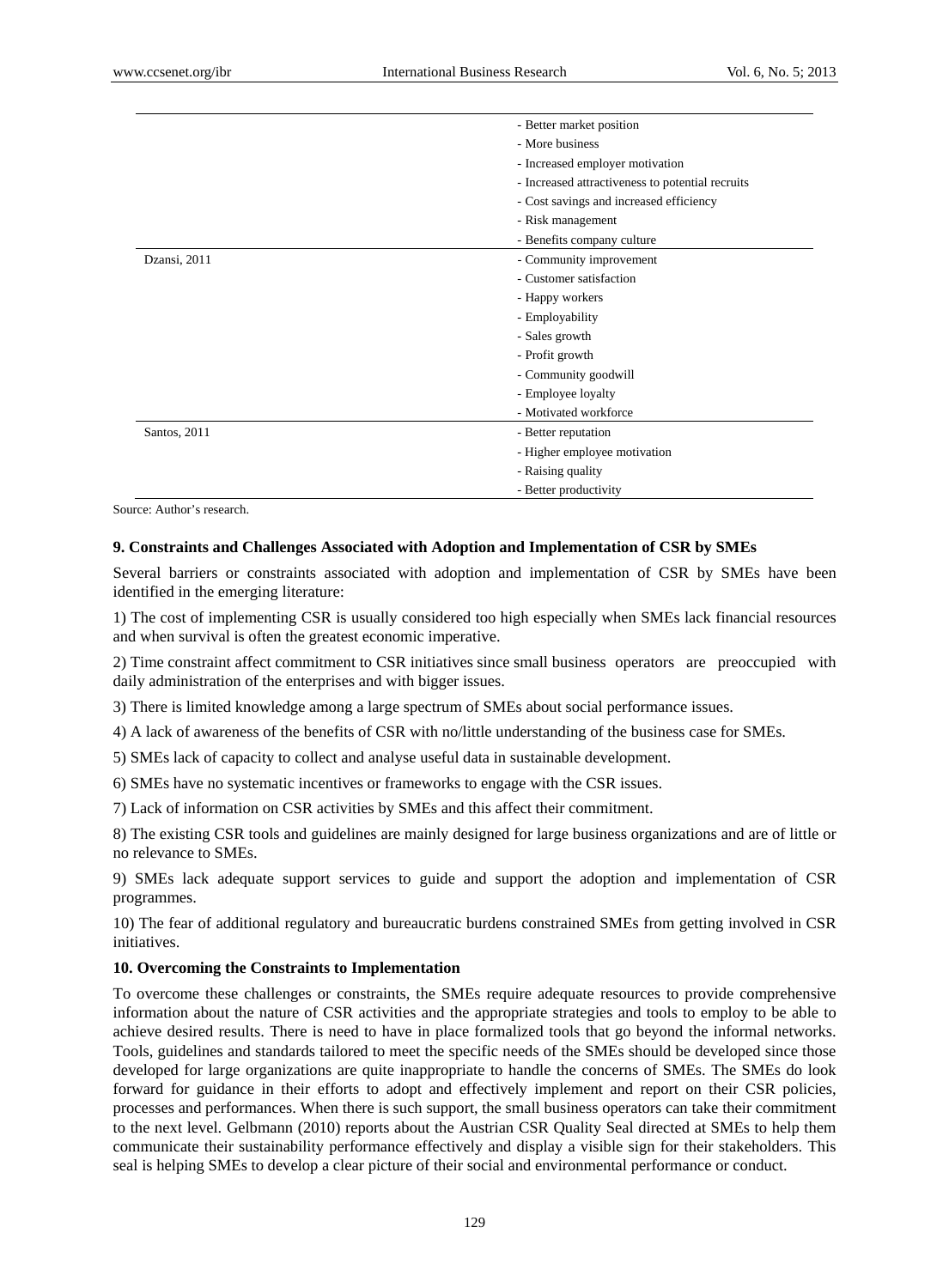| | |
|---|---|
| | - Better market position<br>- More business<br>- Increased employer motivation<br>- Increased attractiveness to potential recruits<br>- Cost savings and increased efficiency<br>- Risk management<br>- Benefits company culture |
| Dzansi, 2011 | - Community improvement<br>- Customer satisfaction<br>- Happy workers<br>- Employability<br>- Sales growth<br>- Profit growth<br>- Community goodwill<br>- Employee loyalty<br>- Motivated workforce |
| Santos, 2011 | - Better reputation<br>- Higher employee motivation<br>- Raising quality<br>- Better productivity |

Source: Author's research.

**9. Constraints and Challenges Associated with Adoption and Implementation of CSR by SMEs**

Several barriers or constraints associated with adoption and implementation of CSR by SMEs have been identified in the emerging literature:

1) The cost of implementing CSR is usually considered too high especially when SMEs lack financial resources and when survival is often the greatest economic imperative.

2) Time constraint affect commitment to CSR initiatives since small business operators are preoccupied with daily administration of the enterprises and with bigger issues.

3) There is limited knowledge among a large spectrum of SMEs about social performance issues.

4) A lack of awareness of the benefits of CSR with no/little understanding of the business case for SMEs.

5) SMEs lack of capacity to collect and analyse useful data in sustainable development.

6) SMEs have no systematic incentives or frameworks to engage with the CSR issues.

7) Lack of information on CSR activities by SMEs and this affect their commitment.

8) The existing CSR tools and guidelines are mainly designed for large business organizations and are of little or no relevance to SMEs.

9) SMEs lack adequate support services to guide and support the adoption and implementation of CSR programmes.

10) The fear of additional regulatory and bureaucratic burdens constrained SMEs from getting involved in CSR initiatives.

**10. Overcoming the Constraints to Implementation**

To overcome these challenges or constraints, the SMEs require adequate resources to provide comprehensive information about the nature of CSR activities and the appropriate strategies and tools to employ to be able to achieve desired results. There is need to have in place formalized tools that go beyond the informal networks. Tools, guidelines and standards tailored to meet the specific needs of the SMEs should be developed since those developed for large organizations are quite inappropriate to handle the concerns of SMEs. The SMEs do look forward for guidance in their efforts to adopt and effectively implement and report on their CSR policies, processes and performances. When there is such support, the small business operators can take their commitment to the next level. Gelbmann (2010) reports about the Austrian CSR Quality Seal directed at SMEs to help them communicate their sustainability performance effectively and display a visible sign for their stakeholders. This seal is helping SMEs to develop a clear picture of their social and environmental performance or conduct.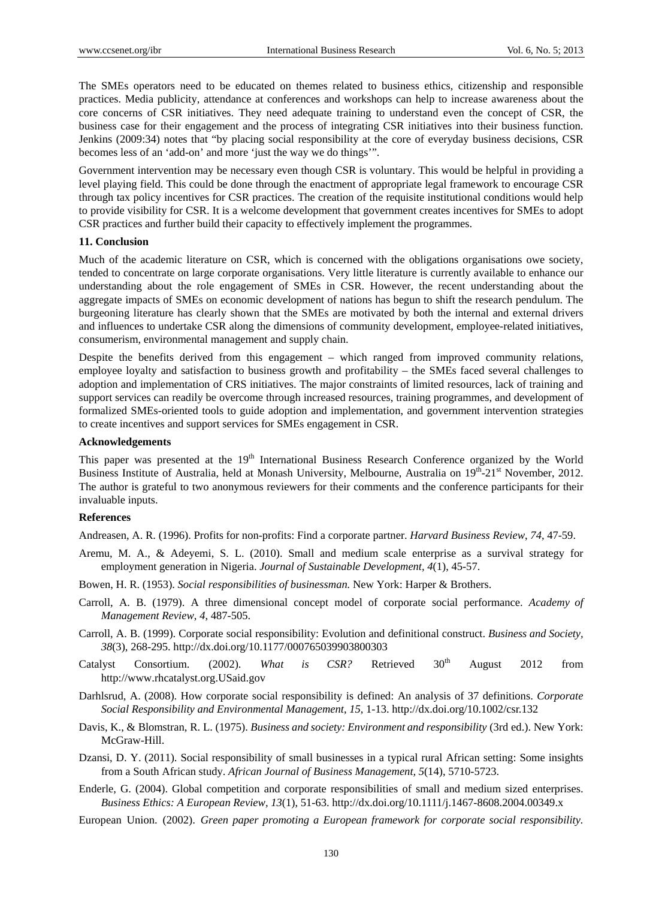The SMEs operators need to be educated on themes related to business ethics, citizenship and responsible practices. Media publicity, attendance at conferences and workshops can help to increase awareness about the core concerns of CSR initiatives. They need adequate training to understand even the concept of CSR, the business case for their engagement and the process of integrating CSR initiatives into their business function. Jenkins (2009:34) notes that "by placing social responsibility at the core of everyday business decisions, CSR becomes less of an 'add-on' and more 'just the way we do things'".

Government intervention may be necessary even though CSR is voluntary. This would be helpful in providing a level playing field. This could be done through the enactment of appropriate legal framework to encourage CSR through tax policy incentives for CSR practices. The creation of the requisite institutional conditions would help to provide visibility for CSR. It is a welcome development that government creates incentives for SMEs to adopt CSR practices and further build their capacity to effectively implement the programmes.

### 11. Conclusion

Much of the academic literature on CSR, which is concerned with the obligations organisations owe society, tended to concentrate on large corporate organisations. Very little literature is currently available to enhance our understanding about the role engagement of SMEs in CSR. However, the recent understanding about the aggregate impacts of SMEs on economic development of nations has begun to shift the research pendulum. The burgeoning literature has clearly shown that the SMEs are motivated by both the internal and external drivers and influences to undertake CSR along the dimensions of community development, employee-related initiatives, consumerism, environmental management and supply chain.

Despite the benefits derived from this engagement – which ranged from improved community relations, employee loyalty and satisfaction to business growth and profitability – the SMEs faced several challenges to adoption and implementation of CRS initiatives. The major constraints of limited resources, lack of training and support services can readily be overcome through increased resources, training programmes, and development of formalized SMEs-oriented tools to guide adoption and implementation, and government intervention strategies to create incentives and support services for SMEs engagement in CSR.

### Acknowledgements

This paper was presented at the 19th International Business Research Conference organized by the World Business Institute of Australia, held at Monash University, Melbourne, Australia on 19th-21st November, 2012. The author is grateful to two anonymous reviewers for their comments and the conference participants for their invaluable inputs.

### References

Andreasen, A. R. (1996). Profits for non-profits: Find a corporate partner. *Harvard Business Review*, *74*, 47-59.

Aremu, M. A., & Adeyemi, S. L. (2010). Small and medium scale enterprise as a survival strategy for employment generation in Nigeria. *Journal of Sustainable Development*, *4*(1), 45-57.

Bowen, H. R. (1953). *Social responsibilities of businessman.* New York: Harper & Brothers.

Carroll, A. B. (1979). A three dimensional concept model of corporate social performance. *Academy of Management Review*, *4*, 487-505.

Carroll, A. B. (1999). Corporate social responsibility: Evolution and definitional construct. *Business and Society, 38*(3), 268-295. http://dx.doi.org/10.1177/000765039903800303

Catalyst Consortium. (2002). *What is CSR?* Retrieved 30th August 2012 from http://www.rhcatalyst.org.USaid.gov

Darhlsrud, A. (2008). How corporate social responsibility is defined: An analysis of 37 definitions. *Corporate Social Responsibility and Environmental Management, 15*, 1-13. http://dx.doi.org/10.1002/csr.132

Davis, K., & Blomstran, R. L. (1975). *Business and society: Environment and responsibility* (3rd ed.). New York: McGraw-Hill.

Dzansi, D. Y. (2011). Social responsibility of small businesses in a typical rural African setting: Some insights from a South African study. *African Journal of Business Management, 5*(14), 5710-5723.

Enderle, G. (2004). Global competition and corporate responsibilities of small and medium sized enterprises. *Business Ethics: A European Review, 13*(1), 51-63. http://dx.doi.org/10.1111/j.1467-8608.2004.00349.x

European Union. (2002). *Green paper promoting a European framework for corporate social responsibility.*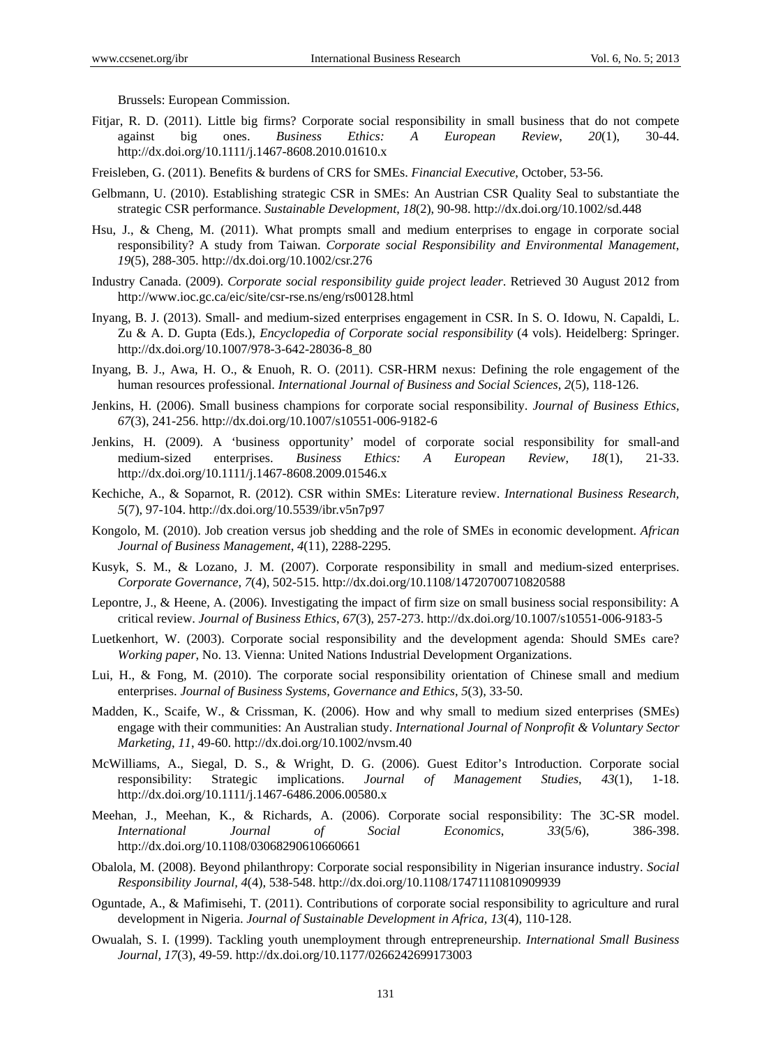Brussels: European Commission.

Fitjar, R. D. (2011). Little big firms? Corporate social responsibility in small business that do not compete against big ones. *Business Ethics: A European Review*, *20*(1), 30-44. http://dx.doi.org/10.1111/j.1467-8608.2010.01610.x

Freisleben, G. (2011). Benefits & burdens of CRS for SMEs. *Financial Executive*, October, 53-56.

Gelbmann, U. (2010). Establishing strategic CSR in SMEs: An Austrian CSR Quality Seal to substantiate the strategic CSR performance. *Sustainable Development*, *18*(2), 90-98. http://dx.doi.org/10.1002/sd.448

Hsu, J., & Cheng, M. (2011). What prompts small and medium enterprises to engage in corporate social responsibility? A study from Taiwan. *Corporate social Responsibility and Environmental Management*, *19*(5), 288-305. http://dx.doi.org/10.1002/csr.276

Industry Canada. (2009). *Corporate social responsibility guide project leader*. Retrieved 30 August 2012 from http://www.ioc.gc.ca/eic/site/csr-rse.ns/eng/rs00128.html

Inyang, B. J. (2013). Small- and medium-sized enterprises engagement in CSR. In S. O. Idowu, N. Capaldi, L. Zu & A. D. Gupta (Eds.), *Encyclopedia of Corporate social responsibility* (4 vols). Heidelberg: Springer. http://dx.doi.org/10.1007/978-3-642-28036-8_80

Inyang, B. J., Awa, H. O., & Enuoh, R. O. (2011). CSR-HRM nexus: Defining the role engagement of the human resources professional. *International Journal of Business and Social Sciences*, *2*(5), 118-126.

Jenkins, H. (2006). Small business champions for corporate social responsibility. *Journal of Business Ethics*, *67*(3), 241-256. http://dx.doi.org/10.1007/s10551-006-9182-6

Jenkins, H. (2009). A 'business opportunity' model of corporate social responsibility for small-and medium-sized enterprises. *Business Ethics: A European Review*, *18*(1), 21-33. http://dx.doi.org/10.1111/j.1467-8608.2009.01546.x

Kechiche, A., & Soparnot, R. (2012). CSR within SMEs: Literature review. *International Business Research*, *5*(7), 97-104. http://dx.doi.org/10.5539/ibr.v5n7p97

Kongolo, M. (2010). Job creation versus job shedding and the role of SMEs in economic development. *African Journal of Business Management*, *4*(11), 2288-2295.

Kusyk, S. M., & Lozano, J. M. (2007). Corporate responsibility in small and medium-sized enterprises. *Corporate Governance*, *7*(4), 502-515. http://dx.doi.org/10.1108/14720700710820588

Lepontre, J., & Heene, A. (2006). Investigating the impact of firm size on small business social responsibility: A critical review. *Journal of Business Ethics*, *67*(3), 257-273. http://dx.doi.org/10.1007/s10551-006-9183-5

Luetkenhort, W. (2003). Corporate social responsibility and the development agenda: Should SMEs care? *Working paper*, No. 13. Vienna: United Nations Industrial Development Organizations.

Lui, H., & Fong, M. (2010). The corporate social responsibility orientation of Chinese small and medium enterprises. *Journal of Business Systems, Governance and Ethics*, *5*(3), 33-50.

Madden, K., Scaife, W., & Crissman, K. (2006). How and why small to medium sized enterprises (SMEs) engage with their communities: An Australian study. *International Journal of Nonprofit & Voluntary Sector Marketing*, *11*, 49-60. http://dx.doi.org/10.1002/nvsm.40

McWilliams, A., Siegal, D. S., & Wright, D. G. (2006). Guest Editor's Introduction. Corporate social responsibility: Strategic implications. *Journal of Management Studies*, *43*(1), 1-18. http://dx.doi.org/10.1111/j.1467-6486.2006.00580.x

Meehan, J., Meehan, K., & Richards, A. (2006). Corporate social responsibility: The 3C-SR model. *International Journal of Social Economics*, *33*(5/6), 386-398. http://dx.doi.org/10.1108/03068290610660661

Obalola, M. (2008). Beyond philanthropy: Corporate social responsibility in Nigerian insurance industry. *Social Responsibility Journal*, *4*(4), 538-548. http://dx.doi.org/10.1108/17471110810909939

Oguntade, A., & Mafimisehi, T. (2011). Contributions of corporate social responsibility to agriculture and rural development in Nigeria. *Journal of Sustainable Development in Africa*, *13*(4), 110-128.

Owualah, S. I. (1999). Tackling youth unemployment through entrepreneurship. *International Small Business Journal*, *17*(3), 49-59. http://dx.doi.org/10.1177/0266242699173003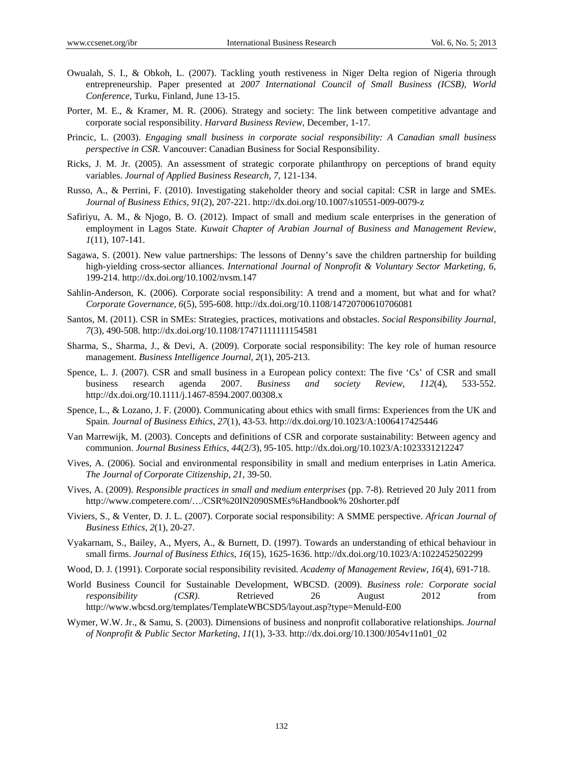Owualah, S. I., & Obkoh, L. (2007). Tackling youth restiveness in Niger Delta region of Nigeria through entrepreneurship. Paper presented at *2007 International Council of Small Business (ICSB), World Conference*, Turku, Finland, June 13-15.

Porter, M. E., & Kramer, M. R. (2006). Strategy and society: The link between competitive advantage and corporate social responsibility. *Harvard Business Review*, December, 1-17.

Princic, L. (2003). *Engaging small business in corporate social responsibility: A Canadian small business perspective in CSR.* Vancouver: Canadian Business for Social Responsibility.

Ricks, J. M. Jr. (2005). An assessment of strategic corporate philanthropy on perceptions of brand equity variables. *Journal of Applied Business Research*, *7*, 121-134.

Russo, A., & Perrini, F. (2010). Investigating stakeholder theory and social capital: CSR in large and SMEs. *Journal of Business Ethics*, *91*(2), 207-221. http://dx.doi.org/10.1007/s10551-009-0079-z

Safiriyu, A. M., & Njogo, B. O. (2012). Impact of small and medium scale enterprises in the generation of employment in Lagos State. *Kuwait Chapter of Arabian Journal of Business and Management Review*, *1*(11), 107-141.

Sagawa, S. (2001). New value partnerships: The lessons of Denny's save the children partnership for building high-yielding cross-sector alliances. *International Journal of Nonprofit & Voluntary Sector Marketing*, *6*, 199-214. http://dx.doi.org/10.1002/nvsm.147

Sahlin-Anderson, K. (2006). Corporate social responsibility: A trend and a moment, but what and for what? *Corporate Governance*, *6*(5), 595-608. http://dx.doi.org/10.1108/14720700610706081

Santos, M. (2011). CSR in SMEs: Strategies, practices, motivations and obstacles. *Social Responsibility Journal*, *7*(3), 490-508. http://dx.doi.org/10.1108/17471111111154581

Sharma, S., Sharma, J., & Devi, A. (2009). Corporate social responsibility: The key role of human resource management. *Business Intelligence Journal*, *2*(1), 205-213.

Spence, L. J. (2007). CSR and small business in a European policy context: The five 'Cs' of CSR and small business research agenda 2007. *Business and society Review*, *112*(4), 533-552. http://dx.doi.org/10.1111/j.1467-8594.2007.00308.x

Spence, L., & Lozano, J. F. (2000). Communicating about ethics with small firms: Experiences from the UK and Spain. *Journal of Business Ethics*, *27*(1), 43-53. http://dx.doi.org/10.1023/A:1006417425446

Van Marrewijk, M. (2003). Concepts and definitions of CSR and corporate sustainability: Between agency and communion. *Journal Business Ethics*, *44*(2/3), 95-105. http://dx.doi.org/10.1023/A:1023331212247

Vives, A. (2006). Social and environmental responsibility in small and medium enterprises in Latin America. *The Journal of Corporate Citizenship*, *21*, 39-50.

Vives, A. (2009). *Responsible practices in small and medium enterprises* (pp. 7-8). Retrieved 20 July 2011 from http://www.competere.com/…/CSR%20IN2090SMEs%Handbook% 20shorter.pdf

Viviers, S., & Venter, D. J. L. (2007). Corporate social responsibility: A SMME perspective. *African Journal of Business Ethics*, *2*(1), 20-27.

Vyakarnam, S., Bailey, A., Myers, A., & Burnett, D. (1997). Towards an understanding of ethical behaviour in small firms. *Journal of Business Ethics*, *16*(15), 1625-1636. http://dx.doi.org/10.1023/A:1022452502299

Wood, D. J. (1991). Corporate social responsibility revisited. *Academy of Management Review*, *16*(4), 691-718.

World Business Council for Sustainable Development, WBCSD. (2009). *Business role: Corporate social responsibility (CSR)*. Retrieved 26 August 2012 from http://www.wbcsd.org/templates/TemplateWBCSD5/layout.asp?type=Menuld-E00

Wymer, W.W. Jr., & Samu, S. (2003). Dimensions of business and nonprofit collaborative relationships. *Journal of Nonprofit & Public Sector Marketing*, *11*(1), 3-33. http://dx.doi.org/10.1300/J054v11n01_02